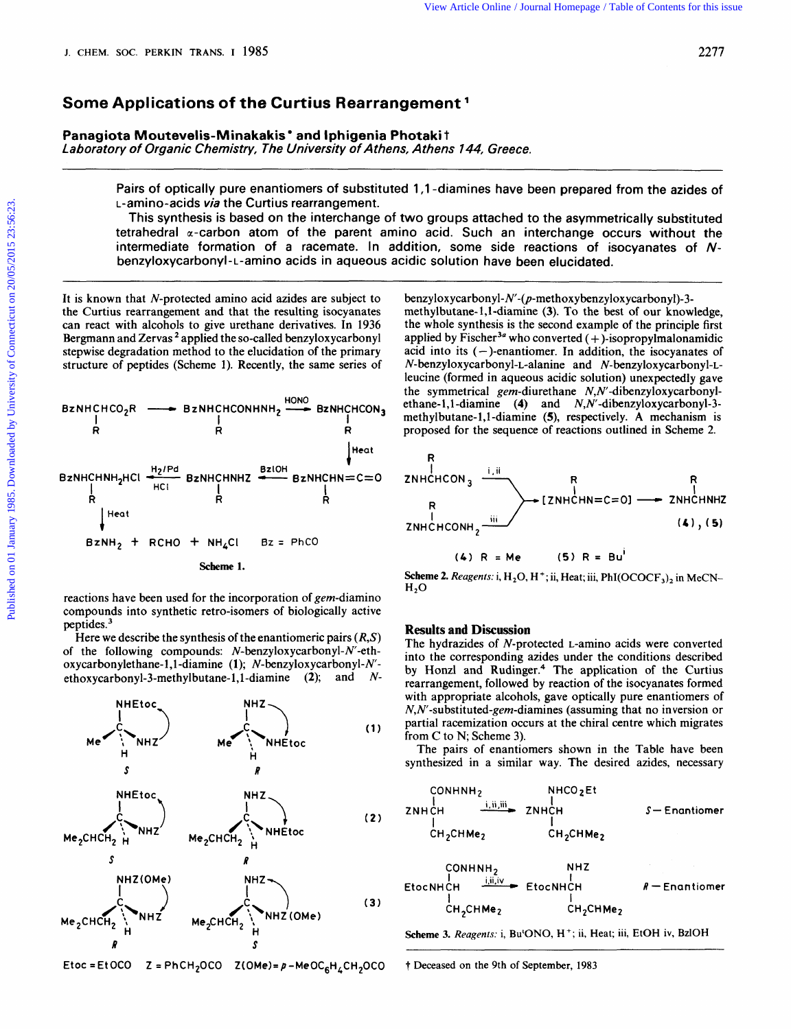# Some Applications of the Curtius Rearrangement[1]

**Panagiota Moutevelis-Minakakis\* and Iphigenia Photaki†**
*Laboratory of Organic Chemistry, The University of Athens, Athens 144, Greece.*

Pairs of optically pure enantiomers of substituted 1,1-diamines have been prepared from the azides of L-amino-acids *via* the Curtius rearrangement.

This synthesis is based on the interchange of two groups attached to the asymmetrically substituted tetrahedral α-carbon atom of the parent amino acid. Such an interchange occurs without the intermediate formation of a racemate. In addition, some side reactions of isocyanates of *N*-benzyloxycarbonyl-L-amino acids in aqueous acidic solution have been elucidated.

It is known that *N*-protected amino acid azides are subject to the Curtius rearrangement and that the resulting isocyanates can react with alcohols to give urethane derivatives. In 1936 Bergmann and Zervas[2] applied the so-called benzyloxycarbonyl stepwise degradation method to the elucidation of the primary structure of peptides (Scheme 1). Recently, the same series of reactions have been used for the incorporation of *gem*-diamino compounds into synthetic retro-isomers of biologically active peptides.[3]

$BzNHCH(R)CO_2R \rightarrow BzNHCH(R)CONHNH_2 \xrightarrow{HONO} BzNHCH(R)CON_3 \xrightarrow{Heat} BzNHCH(R)N{=}C{=}O \xrightarrow{BzlOH} BzNHCH(R)NHZ \xrightarrow{H_2/Pd,\ HCl} BzNHCH(R)NH_2HCl \xrightarrow{Heat} BzNH_2 + RCHO + NH_4Cl$ (Bz = PhCO)

**Scheme 1.**

Here we describe the synthesis of the enantiomeric pairs (*R,S*) of the following compounds: *N*-benzyloxycarbonyl-*N'*-ethoxycarbonylethane-1,1-diamine (**1**); *N*-benzyloxycarbonyl-*N'*-ethoxycarbonyl-3-methylbutane-1,1-diamine (**2**); and *N*-benzyloxycarbonyl-*N'*-(*p*-methoxybenzyloxycarbonyl)-3-methylbutane-1,1-diamine (**3**). To the best of our knowledge, the whole synthesis is the second example of the principle first applied by Fischer[3a] who converted (+)-isopropylmalonamidic acid into its (−)-enantiomer. In addition, the isocyanates of *N*-benzyloxycarbonyl-L-alanine and *N*-benzyloxycarbonyl-L-leucine (formed in aqueous acidic solution) unexpectedly gave the symmetrical *gem*-diurethane *N,N'*-dibenzyloxycarbonylethane-1,1-diamine (**4**) and *N,N'*-dibenzyloxycarbonyl-3-methylbutane-1,1-diamine (**5**), respectively. A mechanism is proposed for the sequence of reactions outlined in Scheme 2.

(**1**): *S* and *R* enantiomers, Me, H, NHEtoc, NHZ on the stereocentre
(**2**): *S* and *R* enantiomers, $Me_2CHCH_2$, H, NHEtoc, NHZ on the stereocentre
(**3**): *R* and *S* enantiomers, $Me_2CHCH_2$, H, NHZ(OMe), NHZ on the stereocentre

Etoc = EtOCO  Z = $PhCH_2OCO$  Z(OMe) = $p$-$MeOC_6H_4CH_2OCO$

$ZNHCH(R)CON_3 \xrightarrow{i,ii}$ / $ZNHCH(R)CONH_2 \xrightarrow{iii}$ $[ZNHCH(R)N{=}C{=}O] \rightarrow ZNHCH(R)NHZ$ (**4**), (**5**)

(**4**) R = Me  (**5**) R = Bu$^i$

**Scheme 2.** *Reagents:* i, $H_2O$, $H^+$; ii, Heat; iii, $PhI(OCOCF_3)_2$ in $MeCN$–$H_2O$

## Results and Discussion

The hydrazides of *N*-protected L-amino acids were converted into the corresponding azides under the conditions described by Honzl and Rudinger.[4] The application of the Curtius rearrangement, followed by reaction of the isocyanates formed with appropriate alcohols, gave optically pure enantiomers of *N,N'*-substituted-*gem*-diamines (assuming that no inversion or partial racemization occurs at the chiral centre which migrates from C to N; Scheme 3).

The pairs of enantiomers shown in the Table have been synthesized in a similar way. The desired azides, necessary

$ZNHCH(CH_2CHMe_2)CONHNH_2 \xrightarrow{i,ii,iii} ZNHCH(CH_2CHMe_2)NHCO_2Et$  *S*—Enantiomer

$EtocNHCH(CH_2CHMe_2)CONHNH_2 \xrightarrow{i,ii,iv} EtocNHCH(CH_2CHMe_2)NHZ$  *R*—Enantiomer

**Scheme 3.** *Reagents:* i, Bu$^t$ONO, $H^+$; ii, Heat; iii, EtOH iv, BzlOH

† Deceased on the 9th of September, 1983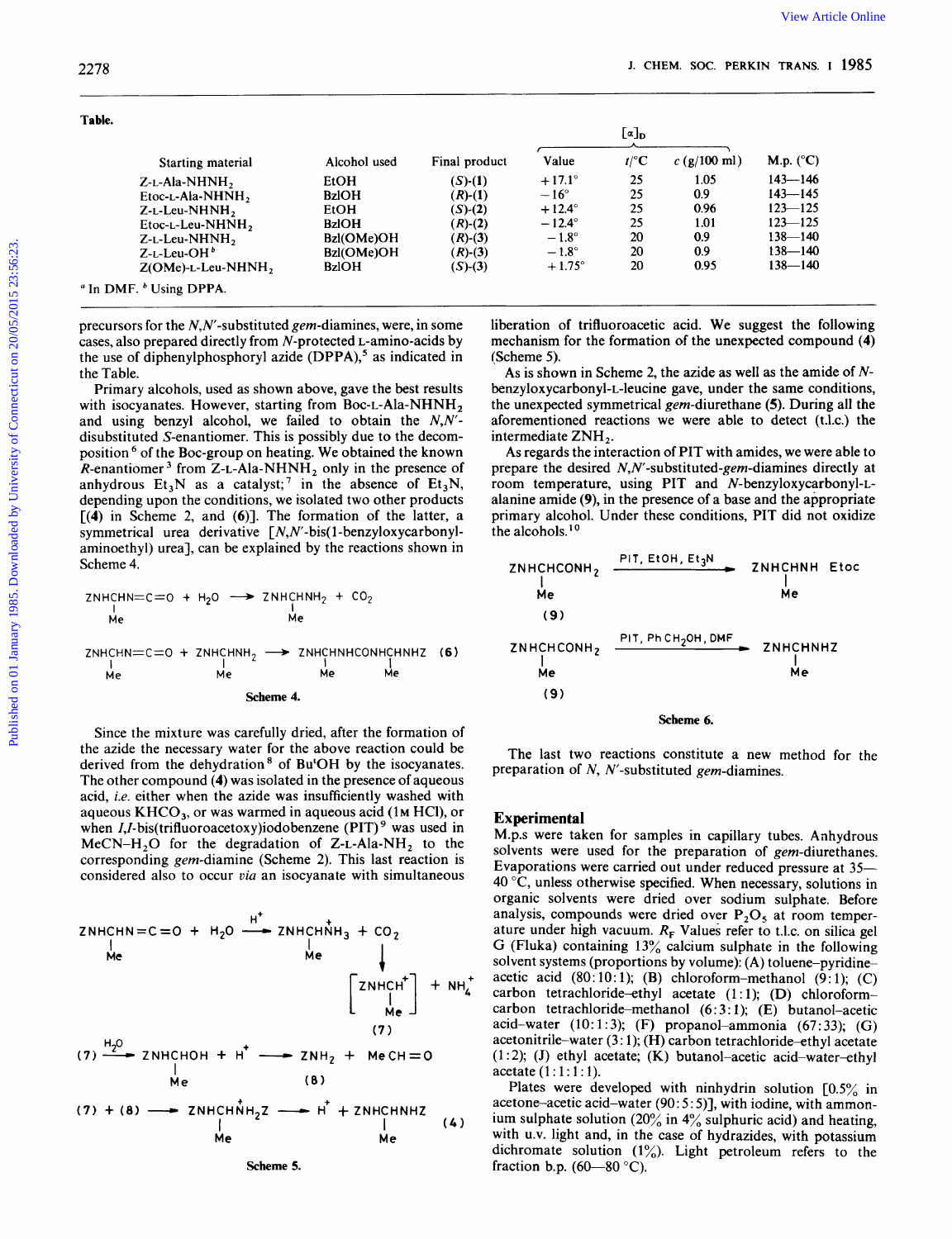**Table.**

| Starting material | Alcohol used | Final product | $[\alpha]_D$ Value | $t$/°C | $c$ (g/100 ml) | M.p. (°C) |
|---|---|---|---|---|---|---|
| Z-L-Ala-NHNH$_2$ | EtOH | (*S*)-(1) | +17.1° | 25 | 1.05 | 143—146 |
| Etoc-L-Ala-NHNH$_2$ | BzlOH | (*R*)-(1) | −16° | 25 | 0.9 | 143—145 |
| Z-L-Leu-NHNH$_2$ | EtOH | (*S*)-(2) | +12.4° | 25 | 0.96 | 123—125 |
| Etoc-L-Leu-NHNH$_2$ | BzlOH | (*R*)-(2) | −12.4° | 25 | 1.01 | 123—125 |
| Z-L-Leu-NHNH$_2$ | Bzl(OMe)OH | (*R*)-(3) | −1.8° | 20 | 0.9 | 138—140 |
| Z-L-Leu-OH [b] | Bzl(OMe)OH | (*R*)-(3) | −1.8° | 20 | 0.9 | 138—140 |
| Z(OMe)-L-Leu-NHNH$_2$ | BzlOH | (*S*)-(3) | +1.75° | 20 | 0.95 | 138—140 |

[a] In DMF. [b] Using DPPA.

precursors for the *N,N'*-substituted *gem*-diamines, were, in some cases, also prepared directly from *N*-protected L-amino-acids by the use of diphenylphosphoryl azide (DPPA),[5] as indicated in the Table.

Primary alcohols, used as shown above, gave the best results with isocyanates. However, starting from Boc-L-Ala-NHNH$_2$ and using benzyl alcohol, we failed to obtain the *N,N'*-disubstituted *S*-enantiomer. This is possibly due to the decomposition[6] of the Boc-group on heating. We obtained the known *R*-enantiomer[3] from Z-L-Ala-NHNH$_2$ only in the presence of anhydrous Et$_3$N as a catalyst;[7] in the absence of Et$_3$N, depending upon the conditions, we isolated two other products [(4) in Scheme 2, and (6)]. The formation of the latter, a symmetrical urea derivative [*N,N'*-bis(1-benzyloxycarbonylaminoethyl) urea], can be explained by the reactions shown in Scheme 4.

ZNHCH(Me)N=C=O + H$_2$O ⟶ ZNHCH(Me)NH$_2$ + CO$_2$

ZNHCH(Me)N=C=O + ZNHCH(Me)NH$_2$ ⟶ ZNHCH(Me)NHCONHCH(Me)NHZ (6)

**Scheme 4.**

Since the mixture was carefully dried, after the formation of the azide the necessary water for the above reaction could be derived from the dehydration[8] of Bu$^t$OH by the isocyanates. The other compound (4) was isolated in the presence of aqueous acid, *i.e.* either when the azide was insufficiently washed with aqueous KHCO$_3$, or was warmed in aqueous acid (1M HCl), or when *I,I*-bis(trifluoroacetoxy)iodobenzene (PIT)[9] was used in MeCN–H$_2$O for the degradation of Z-L-Ala-NH$_2$ to the corresponding *gem*-diamine (Scheme 2). This last reaction is considered also to occur *via* an isocyanate with simultaneous liberation of trifluoroacetic acid. We suggest the following mechanism for the formation of the unexpected compound (4) (Scheme 5).

ZNHCH(Me)N=C=O + H$_2$O $\xrightarrow{H^+}$ ZNHCH(Me)$\overset{+}{N}$H$_3$ + CO$_2$ ⟶ [ZNH$\overset{+}{C}$H(Me)] (7) + NH$_4^+$

(7) $\xrightarrow{H_2O}$ ZNHCH(Me)OH + H$^+$ ⟶ ZNH$_2$ (8) + MeCH=O

(7) + (8) ⟶ ZNHCH(Me)$\overset{+}{N}$H$_2$Z ⟶ H$^+$ + ZNHCH(Me)NHZ (4)

**Scheme 5.**

As shown in Scheme 2, the azide as well as the amide of *N*-benzyloxycarbonyl-L-leucine gave, under the same conditions, the unexpected symmetrical *gem*-diurethane (5). During all the aforementioned reactions we were able to detect (t.l.c.) the intermediate ZNH$_2$.

As regards the interaction of PIT with amides, we were able to prepare the desired *N,N'*-substituted-*gem*-diamines directly at room temperature, using PIT and *N*-benzyloxycarbonyl-L-alanine amide (9), in the presence of a base and the appropriate primary alcohol. Under these conditions, PIT did not oxidize the alcohols.[10]

ZNHCH(Me)CONH$_2$ (9) $\xrightarrow{\text{PIT, EtOH, Et}_3\text{N}}$ ZNHCH(Me)NH Etoc

ZNHCH(Me)CONH$_2$ (9) $\xrightarrow{\text{PIT, PhCH}_2\text{OH, DMF}}$ ZNHCH(Me)NHZ

**Scheme 6.**

The last two reactions constitute a new method for the preparation of *N, N'*-substituted *gem*-diamines.

## Experimental

M.p.s were taken for samples in capillary tubes. Anhydrous solvents were used for the preparation of *gem*-diurethanes. Evaporations were carried out under reduced pressure at 35—40 °C, unless otherwise specified. When necessary, solutions in organic solvents were dried over sodium sulphate. Before analysis, compounds were dried over P$_2$O$_5$ at room temperature under high vacuum. $R_F$ Values refer to t.l.c. on silica gel G (Fluka) containing 13% calcium sulphate in the following solvent systems (proportions by volume): (A) toluene–pyridine–acetic acid (80:10:1); (B) chloroform–methanol (9:1); (C) carbon tetrachloride–ethyl acetate (1:1); (D) chloroform–carbon tetrachloride–methanol (6:3:1); (E) butanol–acetic acid–water (10:1:3); (F) propanol–ammonia (67:33); (G) acetonitrile–water (3:1); (H) carbon tetrachloride–ethyl acetate (1:2); (J) ethyl acetate; (K) butanol–acetic acid–water–ethyl acetate (1:1:1:1).

Plates were developed with ninhydrin solution [0.5% in acetone–acetic acid–water (90:5:5)], with iodine, with ammonium sulphate solution (20% in 4% sulphuric acid) and heating, with u.v. light and, in the case of hydrazides, with potassium dichromate solution (1%). Light petroleum refers to the fraction b.p. (60—80 °C).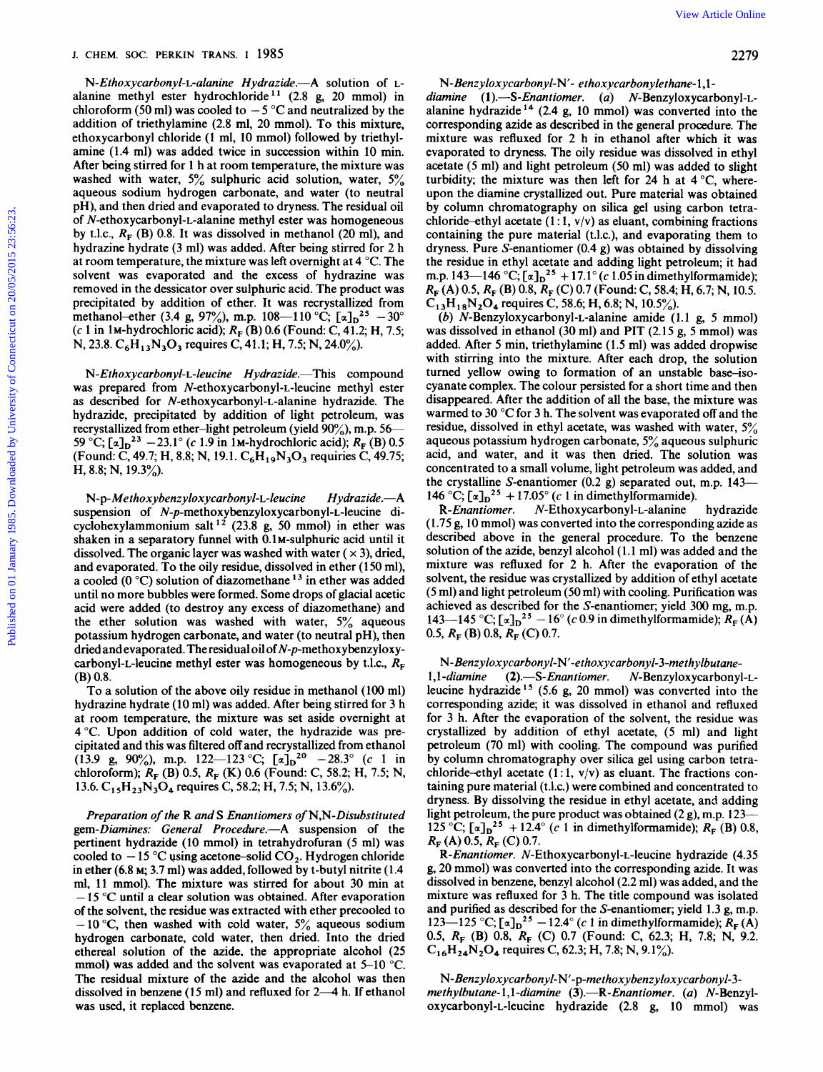*N-Ethoxycarbonyl-L-alanine Hydrazide*.—A solution of L-alanine methyl ester hydrochloride[11] (2.8 g, 20 mmol) in chloroform (50 ml) was cooled to $-5$ °C and neutralized by the addition of triethylamine (2.8 ml, 20 mmol). To this mixture, ethoxycarbonyl chloride (1 ml, 10 mmol) followed by triethylamine (1.4 ml) was added twice in succession within 10 min. After being stirred for 1 h at room temperature, the mixture was washed with water, 5% sulphuric acid solution, water, 5% aqueous sodium hydrogen carbonate, and water (to neutral pH), and then dried and evaporated to dryness. The residual oil of *N*-ethoxycarbonyl-L-alanine methyl ester was homogeneous by t.l.c., $R_F$ (B) 0.8. It was dissolved in methanol (20 ml), and hydrazine hydrate (3 ml) was added. After being stirred for 2 h at room temperature, the mixture was left overnight at 4 °C. The solvent was evaporated and the excess of hydrazine was removed in the dessicator over sulphuric acid. The product was precipitated by addition of ether. It was recrystallized from methanol–ether (3.4 g, 97%), m.p. 108—110 °C; $[\alpha]_D^{25}$ $-30°$ (*c* 1 in 1M-hydrochloric acid); $R_F$ (B) 0.6 (Found: C, 41.2; H, 7.5; N, 23.8. $C_6H_{13}N_3O_3$ requires C, 41.1; H, 7.5; N, 24.0%).

*N-Ethoxycarbonyl-L-leucine Hydrazide*.—This compound was prepared from *N*-ethoxycarbonyl-L-leucine methyl ester as described for *N*-ethoxycarbonyl-L-alanine hydrazide. The hydrazide, precipitated by addition of light petroleum, was recrystallized from ether–light petroleum (yield 90%), m.p. 56—59 °C; $[\alpha]_D^{23}$ $-23.1°$ (*c* 1.9 in 1M-hydrochloric acid); $R_F$ (B) 0.5 (Found: C, 49.7; H, 8.8; N, 19.1. $C_6H_{19}N_3O_3$ requires C, 49.75; H, 8.8; N, 19.3%).

*N-p-Methoxybenzyloxycarbonyl-L-leucine Hydrazide*.—A suspension of *N-p*-methoxybenzyloxycarbonyl-L-leucine dicyclohexylammonium salt[12] (23.8 g, 50 mmol) in ether was shaken in a separatory funnel with 0.1M-sulphuric acid until it dissolved. The organic layer was washed with water (× 3), dried, and evaporated. To the oily residue, dissolved in ether (150 ml), a cooled (0 °C) solution of diazomethane[13] in ether was added until no more bubbles were formed. Some drops of glacial acetic acid were added (to destroy any excess of diazomethane) and the ether solution was washed with water, 5% aqueous potassium hydrogen carbonate, and water (to neutral pH), then dried and evaporated. The residual oil of *N-p*-methoxybenzyloxycarbonyl-L-leucine methyl ester was homogeneous by t.l.c., $R_F$ (B) 0.8.

To a solution of the above oily residue in methanol (100 ml) hydrazine hydrate (10 ml) was added. After being stirred for 3 h at room temperature, the mixture was set aside overnight at 4 °C. Upon addition of cold water, the hydrazide was precipitated and this was filtered off and recrystallized from ethanol (13.9 g, 90%), m.p. 122—123 °C; $[\alpha]_D^{20}$ $-28.3°$ (*c* 1 in chloroform); $R_F$ (B) 0.5, $R_F$ (K) 0.6 (Found: C, 58.2; H, 7.5; N, 13.6. $C_{15}H_{23}N_3O_4$ requires C, 58.2; H, 7.5; N, 13.6%).

*Preparation of the* R *and* S *Enantiomers of* N,N*-Disubstituted gem-Diamines: General Procedure*.—A suspension of the pertinent hydrazide (10 mmol) in tetrahydrofuran (5 ml) was cooled to $-15$ °C using acetone–solid $CO_2$. Hydrogen chloride in ether (6.8 M; 3.7 ml) was added, followed by t-butyl nitrite (1.4 ml, 11 mmol). The mixture was stirred for about 30 min at $-15$ °C until a clear solution was obtained. After evaporation of the solvent, the residue was extracted with ether precooled to $-10$ °C, then washed with cold water, 5% aqueous sodium hydrogen carbonate, cold water, then dried. Into the dried ethereal solution of the azide, the appropriate alcohol (25 mmol) was added and the solvent was evaporated at 5—10 °C. The residual mixture of the azide and the alcohol was then dissolved in benzene (15 ml) and refluxed for 2—4 h. If ethanol was used, it replaced benzene.

*N-Benzyloxycarbonyl-N′-ethoxycarbonylethane-1,1-diamine* (**1**).—S*-Enantiomer*. (*a*) *N*-Benzyloxycarbonyl-L-alanine hydrazide[14] (2.4 g, 10 mmol) was converted into the corresponding azide as described in the general procedure. The mixture was refluxed for 2 h in ethanol after which it was evaporated to dryness. The oily residue was dissolved in ethyl acetate (5 ml) and light petroleum (50 ml) was added to slight turbidity; the mixture was then left for 24 h at 4 °C, whereupon the diamine crystallized out. Pure material was obtained by column chromatography on silica gel using carbon tetrachloride–ethyl acetate (1 : 1, v/v) as eluant, combining fractions containing the pure material (t.l.c.), and evaporating them to dryness. Pure *S*-enantiomer (0.4 g) was obtained by dissolving the residue in ethyl acetate and adding light petroleum; it had m.p. 143—146 °C; $[\alpha]_D^{25}$ $+17.1°$ (*c* 1.05 in dimethylformamide); $R_F$ (A) 0.5, $R_F$ (B) 0.8, $R_F$ (C) 0.7 (Found: C, 58.4; H, 6.7; N, 10.5. $C_{13}H_{18}N_2O_4$ requires C, 58.6; H, 6.8; N, 10.5%).

(*b*) *N*-Benzyloxycarbonyl-L-alanine amide (1.1 g, 5 mmol) was dissolved in ethanol (30 ml) and PIT (2.15 g, 5 mmol) was added. After 5 min, triethylamine (1.5 ml) was added dropwise with stirring into the mixture. After each drop, the solution turned yellow owing to formation of an unstable base–isocyanate complex. The colour persisted for a short time and then disappeared. After the addition of all the base, the mixture was warmed to 30 °C for 3 h. The solvent was evaporated off and the residue, dissolved in ethyl acetate, was washed with water, 5% aqueous potassium hydrogen carbonate, 5% aqueous sulphuric acid, and water, and it was then dried. The solution was concentrated to a small volume, light petroleum was added, and the crystalline *S*-enantiomer (0.2 g) separated out, m.p. 143—146 °C; $[\alpha]_D^{25}$ $+17.05°$ (*c* 1 in dimethylformamide).

R*-Enantiomer*. *N*-Ethoxycarbonyl-L-alanine hydrazide (1.75 g, 10 mmol) was converted into the corresponding azide as described above in the general procedure. To the benzene solution of the azide, benzyl alcohol (1.1 ml) was added and the mixture was refluxed for 2 h. After the evaporation of the solvent, the residue was crystallized by addition of ethyl acetate (5 ml) and light petroleum (50 ml) with cooling. Purification was achieved as described for the *S*-enantiomer; yield 300 mg, m.p. 143—145 °C; $[\alpha]_D^{25}$ $-16°$ (*c* 0.9 in dimethylformamide); $R_F$ (A) 0.5, $R_F$ (B) 0.8, $R_F$ (C) 0.7.

*N-Benzyloxycarbonyl-N′-ethoxycarbonyl-3-methylbutane-1,1-diamine* (**2**).—S*-Enantiomer*. *N*-Benzyloxycarbonyl-L-leucine hydrazide[15] (5.6 g, 20 mmol) was converted into the corresponding azide; it was dissolved in ethanol and refluxed for 3 h. After the evaporation of the solvent, the residue was crystallized by addition of ethyl acetate, (5 ml) and light petroleum (70 ml) with cooling. The compound was purified by column chromatography over silica gel using carbon tetrachloride–ethyl acetate (1 : 1, v/v) as eluant. The fractions containing pure material (t.l.c.) were combined and concentrated to dryness. By dissolving the residue in ethyl acetate, and adding light petroleum, the pure product was obtained (2 g), m.p. 123—125 °C; $[\alpha]_D^{25}$ $+12.4°$ (*c* 1 in dimethylformamide); $R_F$ (B) 0.8, $R_F$ (A) 0.5, $R_F$ (C) 0.7.

R*-Enantiomer*. *N*-Ethoxycarbonyl-L-leucine hydrazide (4.35 g, 20 mmol) was converted into the corresponding azide. It was dissolved in benzene, benzyl alcohol (2.2 ml) was added, and the mixture was refluxed for 3 h. The title compound was isolated and purified as described for the *S*-enantiomer; yield 1.3 g, m.p. 123—125 °C; $[\alpha]_D^{25}$ $-12.4°$ (*c* 1 in dimethylformamide); $R_F$ (A) 0.5, $R_F$ (B) 0.8, $R_F$ (C) 0.7 (Found: C, 62.3; H, 7.8; N, 9.2. $C_{16}H_{24}N_2O_4$ requires C, 62.3; H, 7.8; N, 9.1%).

*N-Benzyloxycarbonyl-N′-p-methoxybenzyloxycarbonyl-3-methylbutane-1,1-diamine* (**3**).—R*-Enantiomer*. (*a*) *N*-Benzyloxycarbonyl-L-leucine hydrazide (2.8 g, 10 mmol) was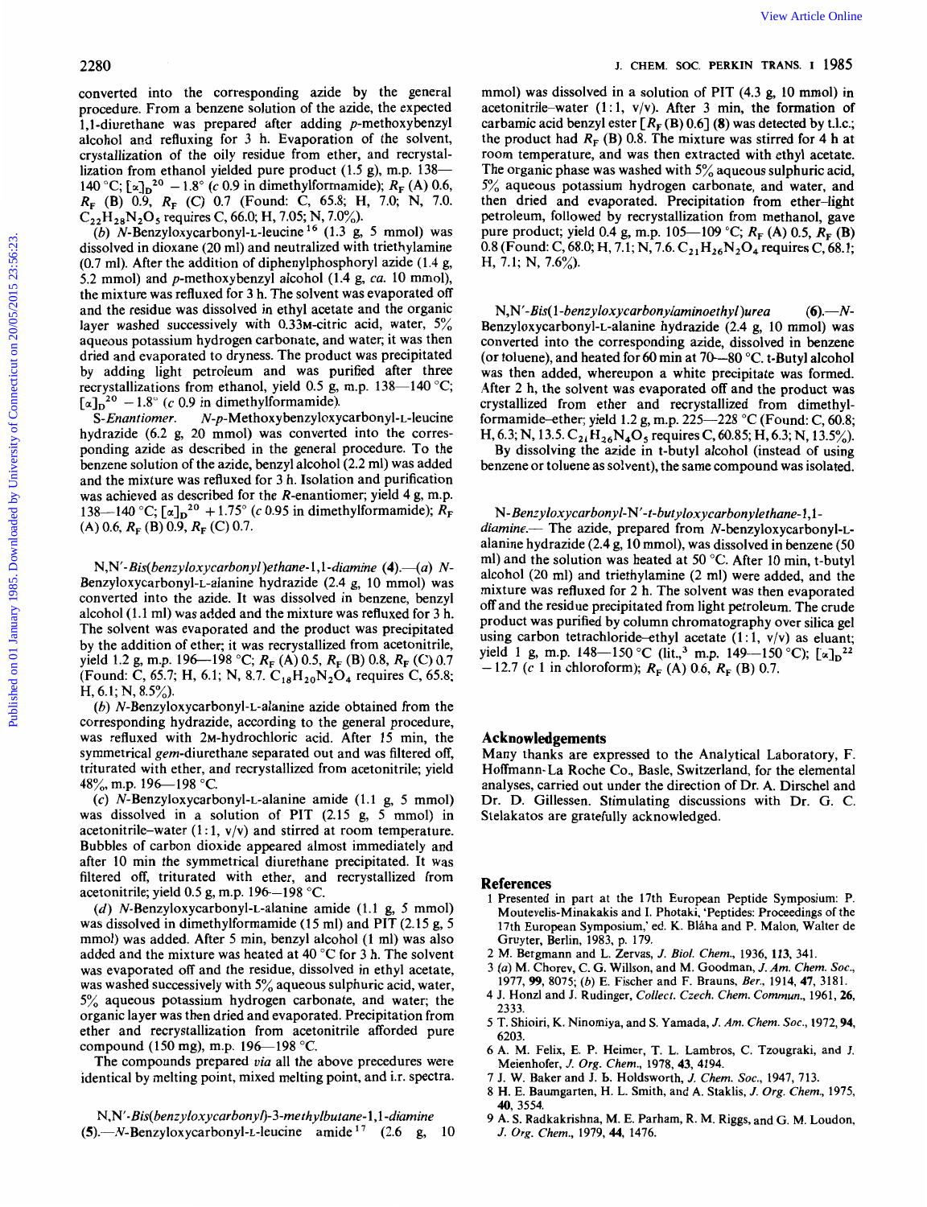converted into the corresponding azide by the general procedure. From a benzene solution of the azide, the expected 1,1-diurethane was prepared after adding *p*-methoxybenzyl alcohol and refluxing for 3 h. Evaporation of the solvent, crystallization of the oily residue from ether, and recrystallization from ethanol yielded pure product (1.5 g), m.p. 138—140 °C; $[\alpha]_D^{20}$ $-1.8°$ (*c* 0.9 in dimethylformamide); $R_F$ (A) 0.6, $R_F$ (B) 0.9, $R_F$ (C) 0.7 (Found: C, 65.8; H, 7.0; N, 7.0. $C_{22}H_{28}N_2O_5$ requires C, 66.0; H, 7.05; N, 7.0%).

(*b*) *N*-Benzyloxycarbonyl-L-leucine[16] (1.3 g, 5 mmol) was dissolved in dioxane (20 ml) and neutralized with triethylamine (0.7 ml). After the addition of diphenylphosphoryl azide (1.4 g, 5.2 mmol) and *p*-methoxybenzyl alcohol (1.4 g, *ca.* 10 mmol), the mixture was refluxed for 3 h. The solvent was evaporated off and the residue was dissolved in ethyl acetate and the organic layer washed successively with 0.33M-citric acid, water, 5% aqueous potassium hydrogen carbonate, and water; it was then dried and evaporated to dryness. The product was precipitated by adding light petroleum and was purified after three recrystallizations from ethanol, yield 0.5 g, m.p. 138—140 °C; $[\alpha]_D^{20}$ $-1.8°$ (*c* 0.9 in dimethylformamide).

*S-Enantiomer.* *N*-*p*-Methoxybenzyloxycarbonyl-L-leucine hydrazide (6.2 g, 20 mmol) was converted into the corresponding azide as described in the general procedure. To the benzene solution of the azide, benzyl alcohol (2.2 ml) was added and the mixture was refluxed for 3 h. Isolation and purification was achieved as described for the *R*-enantiomer; yield 4 g, m.p. 138—140 °C; $[\alpha]_D^{20}$ $+1.75°$ (*c* 0.95 in dimethylformamide); $R_F$ (A) 0.6, $R_F$ (B) 0.9, $R_F$ (C) 0.7.

*N,N'-Bis(benzyloxycarbonyl)ethane-1,1-diamine* (**4**).—(*a*) *N*-Benzyloxycarbonyl-L-alanine hydrazide (2.4 g, 10 mmol) was converted into the azide. It was dissolved in benzene, benzyl alcohol (1.1 ml) was added and the mixture was refluxed for 3 h. The solvent was evaporated and the product was precipitated by the addition of ether; it was recrystallized from acetonitrile, yield 1.2 g, m.p. 196—198 °C; $R_F$ (A) 0.5, $R_F$ (B) 0.8, $R_F$ (C) 0.7 (Found: C, 65.7; H, 6.1; N, 8.7. $C_{18}H_{20}N_2O_4$ requires C, 65.8; H, 6.1; N, 8.5%).

(*b*) *N*-Benzyloxycarbonyl-L-alanine azide obtained from the corresponding hydrazide, according to the general procedure, was refluxed with 2M-hydrochloric acid. After 15 min, the symmetrical *gem*-diurethane separated out and was filtered off, triturated with ether, and recrystallized from acetonitrile; yield 48%, m.p. 196—198 °C.

(*c*) *N*-Benzyloxycarbonyl-L-alanine amide (1.1 g, 5 mmol) was dissolved in a solution of PIT (2.15 g, 5 mmol) in acetonitrile–water (1:1, v/v) and stirred at room temperature. Bubbles of carbon dioxide appeared almost immediately and after 10 min the symmetrical diurethane precipitated. It was filtered off, triturated with ether, and recrystallized from acetonitrile; yield 0.5 g, m.p. 196—198 °C.

(*d*) *N*-Benzyloxycarbonyl-L-alanine amide (1.1 g, 5 mmol) was dissolved in dimethylformamide (15 ml) and PIT (2.15 g, 5 mmol) was added. After 5 min, benzyl alcohol (1 ml) was also added and the mixture was heated at 40 °C for 3 h. The solvent was evaporated off and the residue, dissolved in ethyl acetate, was washed successively with 5% aqueous sulphuric acid, water, 5% aqueous potassium hydrogen carbonate, and water; the organic layer was then dried and evaporated. Precipitation from ether and recrystallization from acetonitrile afforded pure compound (150 mg), m.p. 196—198 °C.

The compounds prepared *via* all the above precedures were identical by melting point, mixed melting point, and i.r. spectra.

*N,N'-Bis(benzyloxycarbonyl)-3-methylbutane-1,1-diamine* (**5**).—*N*-Benzyloxycarbonyl-L-leucine amide[17] (2.6 g, 10 mmol) was dissolved in a solution of PIT (4.3 g, 10 mmol) in acetonitrile–water (1:1, v/v). After 3 min, the formation of carbamic acid benzyl ester [$R_F$ (B) 0.6] (**8**) was detected by t.l.c.; the product had $R_F$ (B) 0.8. The mixture was stirred for 4 h at room temperature, and was then extracted with ethyl acetate. The organic phase was washed with 5% aqueous sulphuric acid, 5% aqueous potassium hydrogen carbonate, and water, and then dried and evaporated. Precipitation from ether–light petroleum, followed by recrystallization from methanol, gave pure product; yield 0.4 g, m.p. 105—109 °C; $R_F$ (A) 0.5, $R_F$ (B) 0.8 (Found: C, 68.0; H, 7.1; N, 7.6. $C_{21}H_{26}N_2O_4$ requires C, 68.1; H, 7.1; N, 7.6%).

*N,N'-Bis(1-benzyloxycarbonylaminoethyl)urea* (**6**).—*N*-Benzyloxycarbonyl-L-alanine hydrazide (2.4 g, 10 mmol) was converted into the corresponding azide, dissolved in benzene (or toluene), and heated for 60 min at 70—80 °C. t-Butyl alcohol was then added, whereupon a white precipitate was formed. After 2 h, the solvent was evaporated off and the product was crystallized from ether and recrystallized from dimethylformamide–ether; yield 1.2 g, m.p. 225—228 °C (Found: C, 60.8; H, 6.3; N, 13.5. $C_{21}H_{26}N_4O_5$ requires C, 60.85; H, 6.3; N, 13.5%).

By dissolving the azide in t-butyl alcohol (instead of using benzene or toluene as solvent), the same compound was isolated.

*N-Benzyloxycarbonyl-N'-t-butyloxycarbonylethane-1,1-diamine.*— The azide, prepared from *N*-benzyloxycarbonyl-L-alanine hydrazide (2.4 g, 10 mmol), was dissolved in benzene (50 ml) and the solution was heated at 50 °C. After 10 min, t-butyl alcohol (20 ml) and triethylamine (2 ml) were added, and the mixture was refluxed for 2 h. The solvent was then evaporated off and the residue precipitated from light petroleum. The crude product was purified by column chromatography over silica gel using carbon tetrachloride–ethyl acetate (1:1, v/v) as eluant; yield 1 g, m.p. 148—150 °C (lit.,[3] m.p. 149—150 °C); $[\alpha]_D^{22}$ $-12.7$ (*c* 1 in chloroform); $R_F$ (A) 0.6, $R_F$ (B) 0.7.

## Acknowledgements

Many thanks are expressed to the Analytical Laboratory, F. Hoffmann-La Roche Co., Basle, Switzerland, for the elemental analyses, carried out under the direction of Dr. A. Dirschel and Dr. D. Gillessen. Stimulating discussions with Dr. G. C. Stelakatos are gratefully acknowledged.

## References

1 Presented in part at the 17th European Peptide Symposium: P. Moutevelis-Minakakis and I. Photaki, 'Peptides: Proceedings of the 17th European Symposium,' ed. K. Bláha and P. Malon, Walter de Gruyter, Berlin, 1983, p. 179.
2 M. Bergmann and L. Zervas, *J. Biol. Chem.*, 1936, **113**, 341.
3 (*a*) M. Chorev, C. G. Willson, and M. Goodman, *J. Am. Chem. Soc.*, 1977, **99**, 8075; (*b*) E. Fischer and F. Brauns, *Ber.*, 1914, **47**, 3181.
4 J. Honzl and J. Rudinger, *Collect. Czech. Chem. Commun.*, 1961, **26**, 2333.
5 T. Shioiri, K. Ninomiya, and S. Yamada, *J. Am. Chem. Soc.*, 1972, **94**, 6203.
6 A. M. Felix, E. P. Heimer, T. L. Lambros, C. Tzougraki, and J. Meienhofer, *J. Org. Chem.*, 1978, **43**, 4194.
7 J. W. Baker and J. B. Holdsworth, *J. Chem. Soc.*, 1947, 713.
8 H. E. Baumgarten, H. L. Smith, and A. Staklis, *J. Org. Chem.*, 1975, **40**, 3554.
9 A. S. Radkakrishna, M. E. Parham, R. M. Riggs, and G. M. Loudon, *J. Org. Chem.*, 1979, **44**, 1476.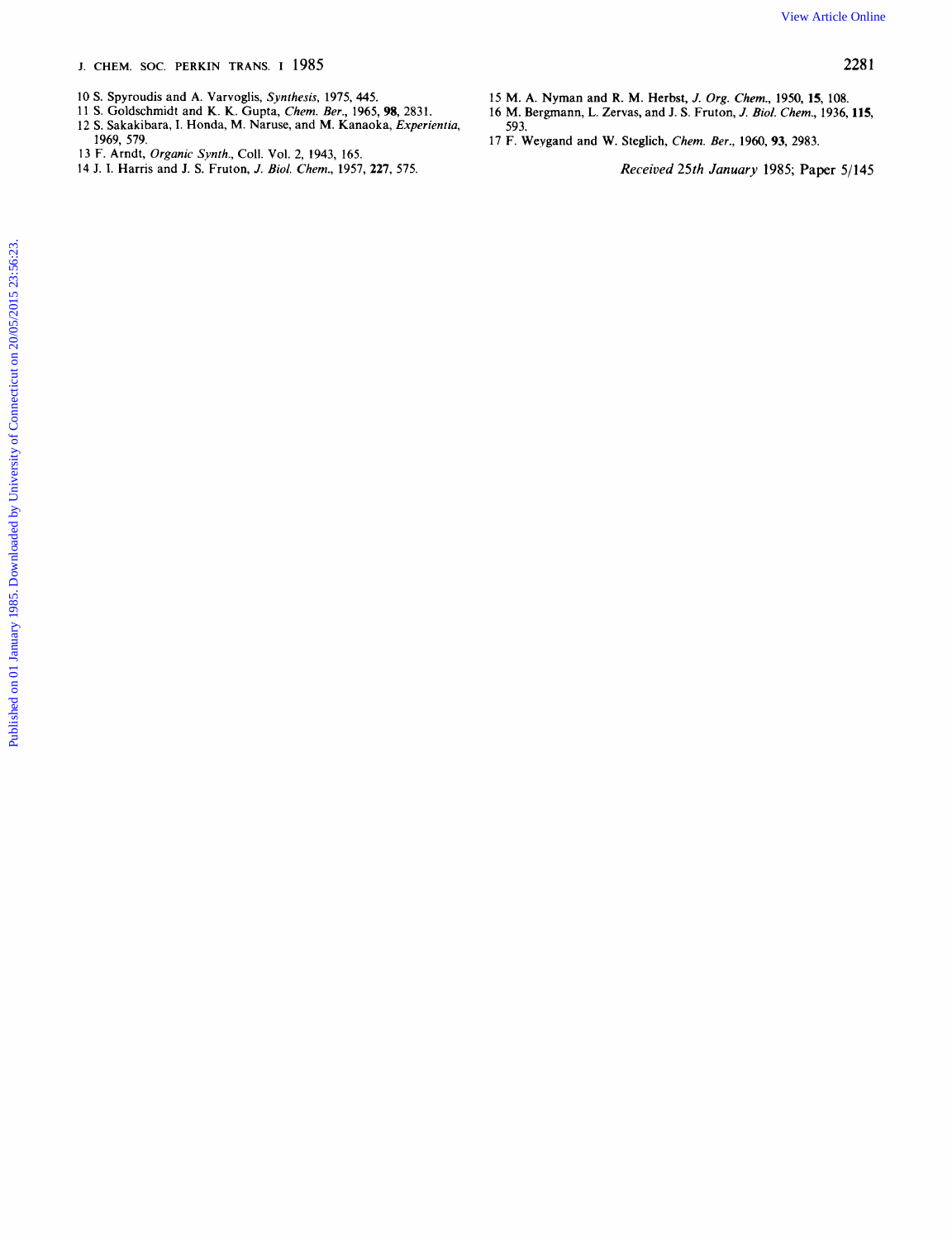10 S. Spyroudis and A. Varvoglis, *Synthesis*, 1975, 445.
11 S. Goldschmidt and K. K. Gupta, *Chem. Ber.*, 1965, **98**, 2831.
12 S. Sakakibara, I. Honda, M. Naruse, and M. Kanaoka, *Experientia*, 1969, 579.
13 F. Arndt, *Organic Synth.*, Coll. Vol. 2, 1943, 165.
14 J. I. Harris and J. S. Fruton, *J. Biol. Chem.*, 1957, **227**, 575.
15 M. A. Nyman and R. M. Herbst, *J. Org. Chem.*, 1950, **15**, 108.
16 M. Bergmann, L. Zervas, and J. S. Fruton, *J. Biol. Chem.*, 1936, **115**, 593.
17 F. Weygand and W. Steglich, *Chem. Ber.*, 1960, **93**, 2983.

*Received 25th January* 1985; Paper 5/145